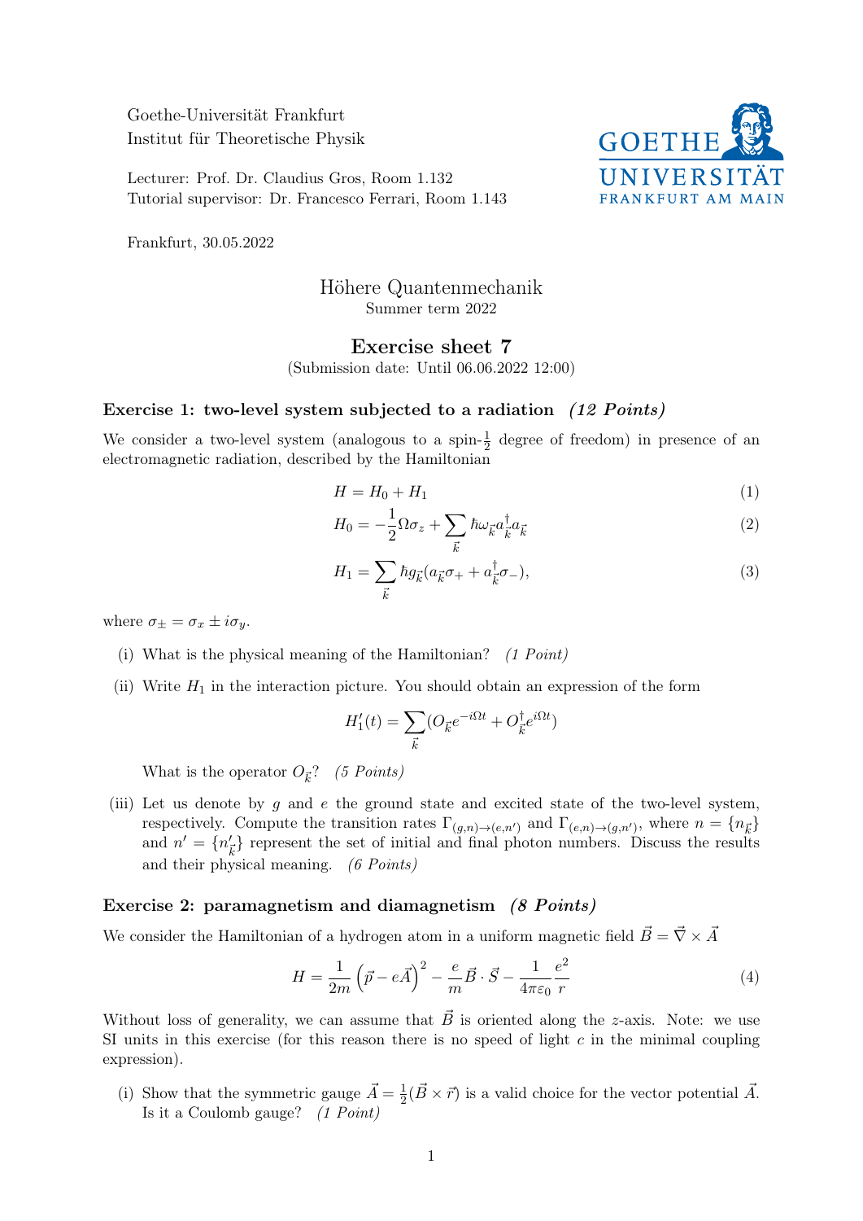Goethe-Universität Frankfurt
Institut für Theoretische Physik

Lecturer: Prof. Dr. Claudius Gros, Room 1.132
Tutorial supervisor: Dr. Francesco Ferrari, Room 1.143

GOETHE UNIVERSITÄT FRANKFURT AM MAIN

Frankfurt, 30.05.2022

# Höhere Quantenmechanik

Summer term 2022

## Exercise sheet 7

(Submission date: Until 06.06.2022 12:00)

### Exercise 1: two-level system subjected to a radiation *(12 Points)*

We consider a two-level system (analogous to a spin-$\frac{1}{2}$ degree of freedom) in presence of an electromagnetic radiation, described by the Hamiltonian

$$H = H_0 + H_1 \tag{1}$$

$$H_0 = -\frac{1}{2}\Omega\sigma_z + \sum_{\vec{k}} \hbar\omega_{\vec{k}} a^\dagger_{\vec{k}} a_{\vec{k}} \tag{2}$$

$$H_1 = \sum_{\vec{k}} \hbar g_{\vec{k}} (a_{\vec{k}}\sigma_+ + a^\dagger_{\vec{k}}\sigma_-), \tag{3}$$

where $\sigma_\pm = \sigma_x \pm i\sigma_y$.

(i) What is the physical meaning of the Hamiltonian? *(1 Point)*

(ii) Write $H_1$ in the interaction picture. You should obtain an expression of the form

$$H_1'(t) = \sum_{\vec{k}} (O_{\vec{k}} e^{-i\Omega t} + O^\dagger_{\vec{k}} e^{i\Omega t})$$

What is the operator $O_{\vec{k}}$? *(5 Points)*

(iii) Let us denote by $g$ and $e$ the ground state and excited state of the two-level system, respectively. Compute the transition rates $\Gamma_{(g,n)\to(e,n')}$ and $\Gamma_{(e,n)\to(g,n')}$, where $n = \{n_{\vec{k}}\}$ and $n' = \{n'_{\vec{k}}\}$ represent the set of initial and final photon numbers. Discuss the results and their physical meaning. *(6 Points)*

### Exercise 2: paramagnetism and diamagnetism *(8 Points)*

We consider the Hamiltonian of a hydrogen atom in a uniform magnetic field $\vec{B} = \vec{\nabla} \times \vec{A}$

$$H = \frac{1}{2m}\left(\vec{p} - e\vec{A}\right)^2 - \frac{e}{m}\vec{B}\cdot\vec{S} - \frac{1}{4\pi\varepsilon_0}\frac{e^2}{r} \tag{4}$$

Without loss of generality, we can assume that $\vec{B}$ is oriented along the $z$-axis. Note: we use SI units in this exercise (for this reason there is no speed of light $c$ in the minimal coupling expression).

(i) Show that the symmetric gauge $\vec{A} = \frac{1}{2}(\vec{B} \times \vec{r})$ is a valid choice for the vector potential $\vec{A}$. Is it a Coulomb gauge? *(1 Point)*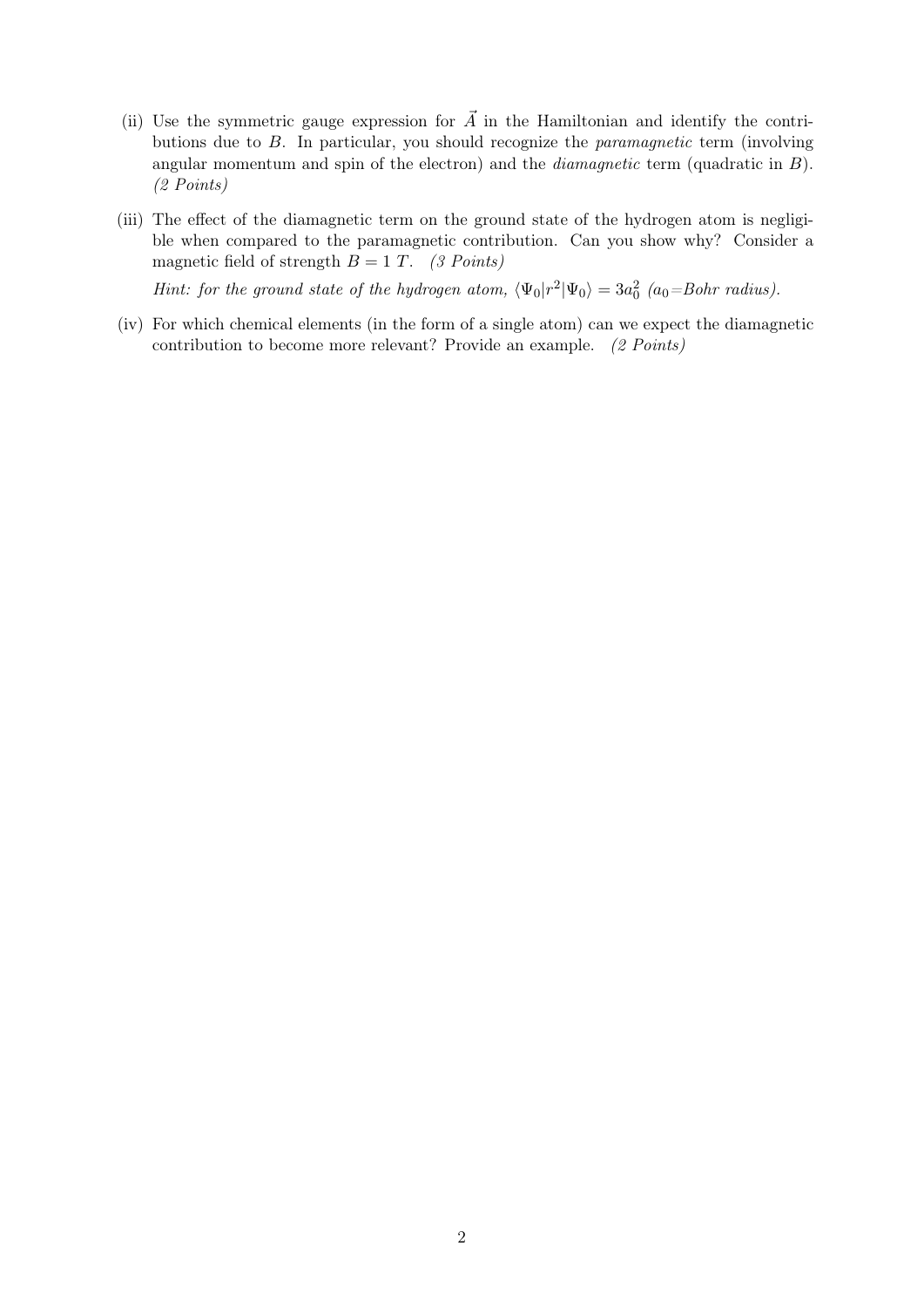(ii) Use the symmetric gauge expression for $\vec{A}$ in the Hamiltonian and identify the contributions due to $B$. In particular, you should recognize the *paramagnetic* term (involving angular momentum and spin of the electron) and the *diamagnetic* term (quadratic in $B$). *(2 Points)*

(iii) The effect of the diamagnetic term on the ground state of the hydrogen atom is negligible when compared to the paramagnetic contribution. Can you show why? Consider a magnetic field of strength $B = 1\ T$. *(3 Points)*

*Hint: for the ground state of the hydrogen atom,* $\langle \Psi_0 | r^2 | \Psi_0 \rangle = 3a_0^2$ *($a_0$=Bohr radius).*

(iv) For which chemical elements (in the form of a single atom) can we expect the diamagnetic contribution to become more relevant? Provide an example. *(2 Points)*